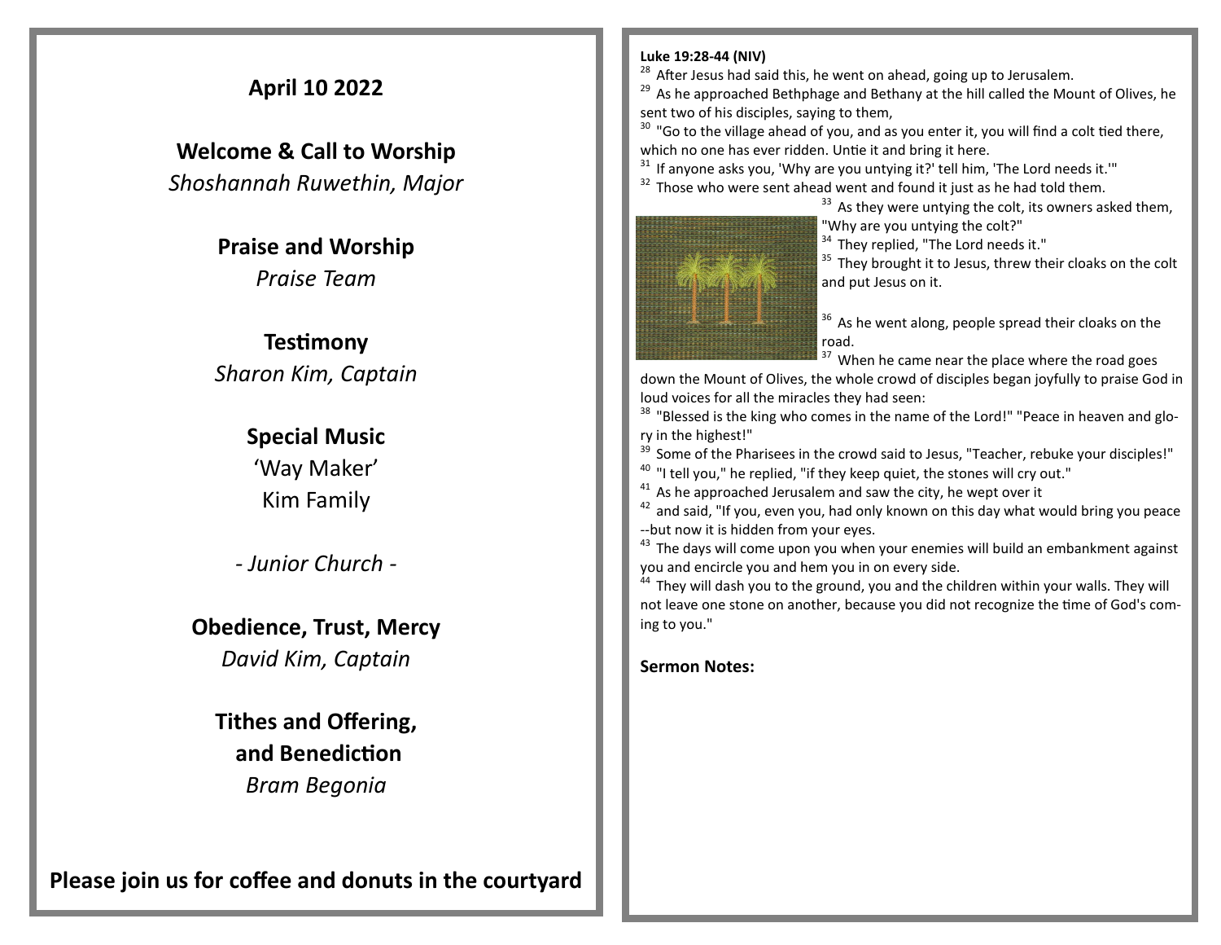**April 10 2022**

**Welcome & Call to Worship**
*Shoshannah Ruwethin, Major*

**Praise and Worship**
*Praise Team*

**Testimony**
*Sharon Kim, Captain*

**Special Music**
'Way Maker'
Kim Family

*- Junior Church -*

**Obedience, Trust, Mercy**
*David Kim, Captain*

**Tithes and Offering,**
**and Benediction**
*Bram Begonia*

**Please join us for coffee and donuts in the courtyard**

**Luke 19:28-44 (NIV)**

28 After Jesus had said this, he went on ahead, going up to Jerusalem.
29 As he approached Bethphage and Bethany at the hill called the Mount of Olives, he sent two of his disciples, saying to them,
30 "Go to the village ahead of you, and as you enter it, you will find a colt tied there, which no one has ever ridden. Untie it and bring it here.
31 If anyone asks you, 'Why are you untying it?' tell him, 'The Lord needs it.'"
32 Those who were sent ahead went and found it just as he had told them.
33 As they were untying the colt, its owners asked them, "Why are you untying the colt?"
34 They replied, "The Lord needs it."
35 They brought it to Jesus, threw their cloaks on the colt and put Jesus on it.
36 As he went along, people spread their cloaks on the road.
37 When he came near the place where the road goes down the Mount of Olives, the whole crowd of disciples began joyfully to praise God in loud voices for all the miracles they had seen:
38 "Blessed is the king who comes in the name of the Lord!" "Peace in heaven and glory in the highest!"
39 Some of the Pharisees in the crowd said to Jesus, "Teacher, rebuke your disciples!"
40 "I tell you," he replied, "if they keep quiet, the stones will cry out."
41 As he approached Jerusalem and saw the city, he wept over it
42 and said, "If you, even you, had only known on this day what would bring you peace --but now it is hidden from your eyes.
43 The days will come upon you when your enemies will build an embankment against you and encircle you and hem you in on every side.
44 They will dash you to the ground, you and the children within your walls. They will not leave one stone on another, because you did not recognize the time of God's coming to you."

**Sermon Notes:**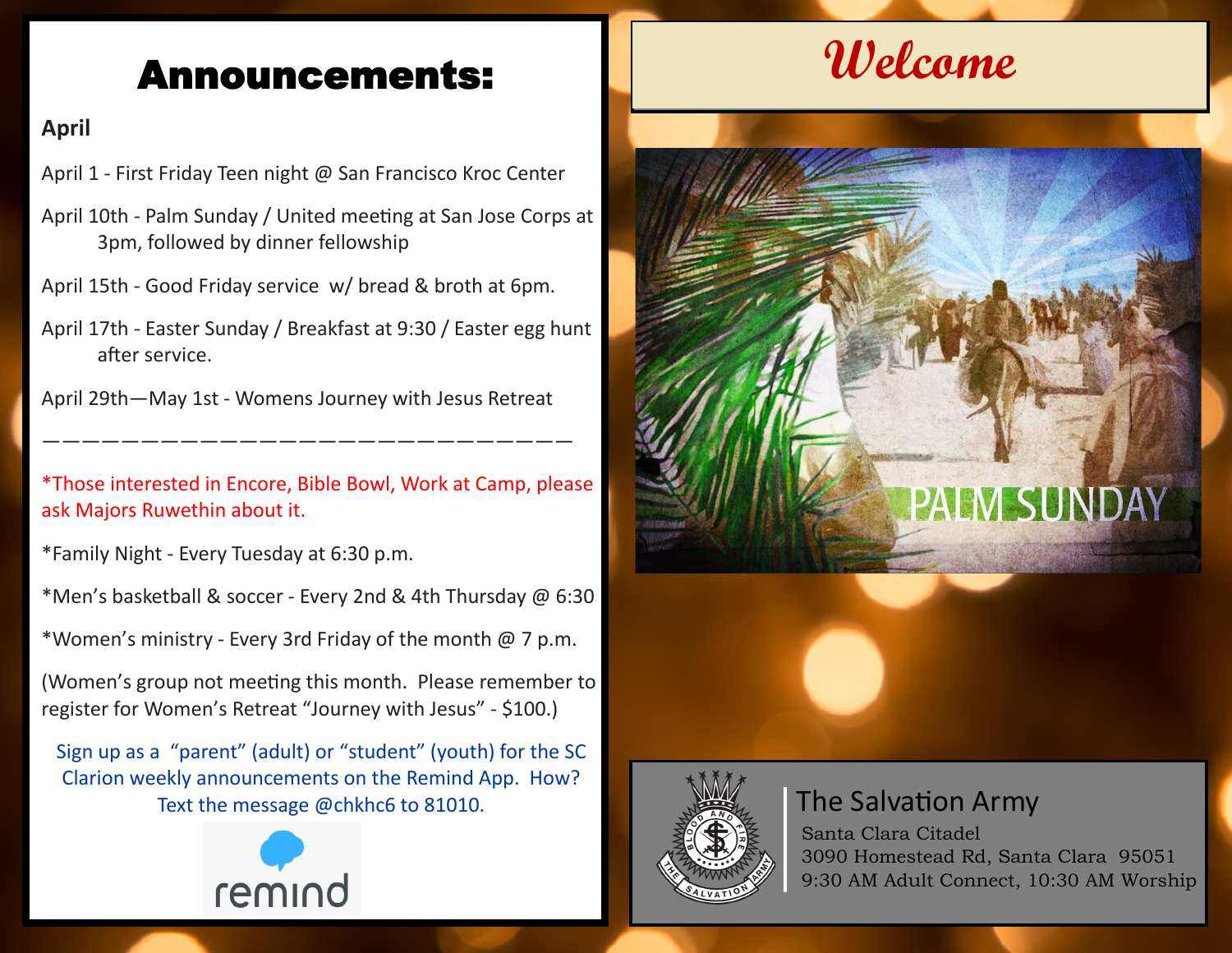# Announcements:

**April**

April 1 - First Friday Teen night @ San Francisco Kroc Center

April 10th - Palm Sunday / United meeting at San Jose Corps at 3pm, followed by dinner fellowship

April 15th - Good Friday service w/ bread & broth at 6pm.

April 17th - Easter Sunday / Breakfast at 9:30 / Easter egg hunt after service.

April 29th—May 1st - Womens Journey with Jesus Retreat

———————————————————————————

*Those interested in Encore, Bible Bowl, Work at Camp, please ask Majors Ruwethin about it.

*Family Night - Every Tuesday at 6:30 p.m.

*Men's basketball & soccer - Every 2nd & 4th Thursday @ 6:30

*Women's ministry - Every 3rd Friday of the month @ 7 p.m.

(Women's group not meeting this month. Please remember to register for Women's Retreat "Journey with Jesus" - $100.)

Sign up as a "parent" (adult) or "student" (youth) for the SC Clarion weekly announcements on the Remind App. How? Text the message @chkhc6 to 81010.

remind

# Welcome

PALM SUNDAY

The Salvation Army

Santa Clara Citadel
3090 Homestead Rd, Santa Clara 95051
9:30 AM Adult Connect, 10:30 AM Worship